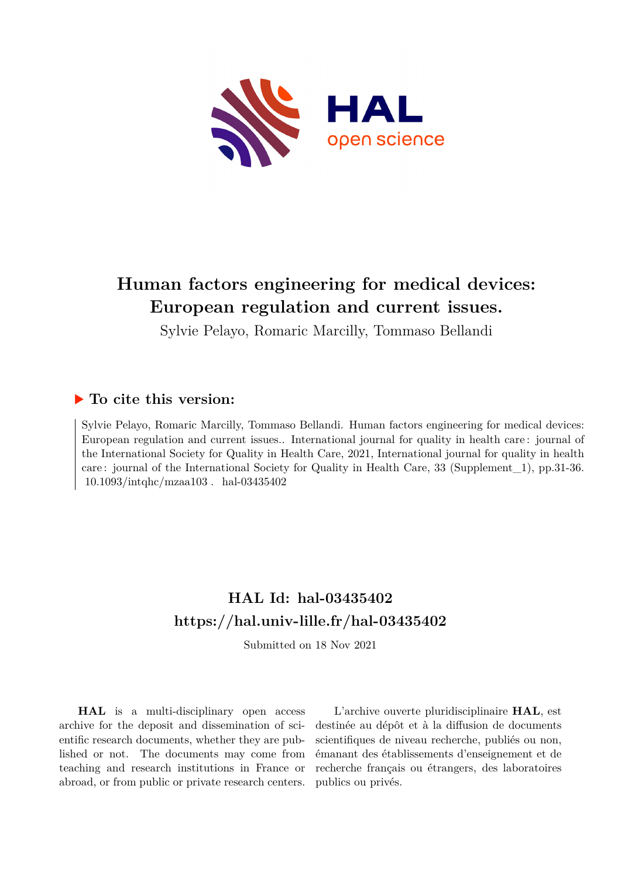# Human factors engineering for medical devices: European regulation and current issues.

Sylvie Pelayo, Romaric Marcilly, Tommaso Bellandi

## ▶ To cite this version:

Sylvie Pelayo, Romaric Marcilly, Tommaso Bellandi. Human factors engineering for medical devices: European regulation and current issues.. International journal for quality in health care : journal of the International Society for Quality in Health Care, 2021, International journal for quality in health care : journal of the International Society for Quality in Health Care, 33 (Supplement_1), pp.31-36. 10.1093/intqhc/mzaa103 . hal-03435402

## HAL Id: hal-03435402
## https://hal.univ-lille.fr/hal-03435402

Submitted on 18 Nov 2021

**HAL** is a multi-disciplinary open access archive for the deposit and dissemination of scientific research documents, whether they are published or not. The documents may come from teaching and research institutions in France or abroad, or from public or private research centers.

L'archive ouverte pluridisciplinaire **HAL**, est destinée au dépôt et à la diffusion de documents scientifiques de niveau recherche, publiés ou non, émanant des établissements d'enseignement et de recherche français ou étrangers, des laboratoires publics ou privés.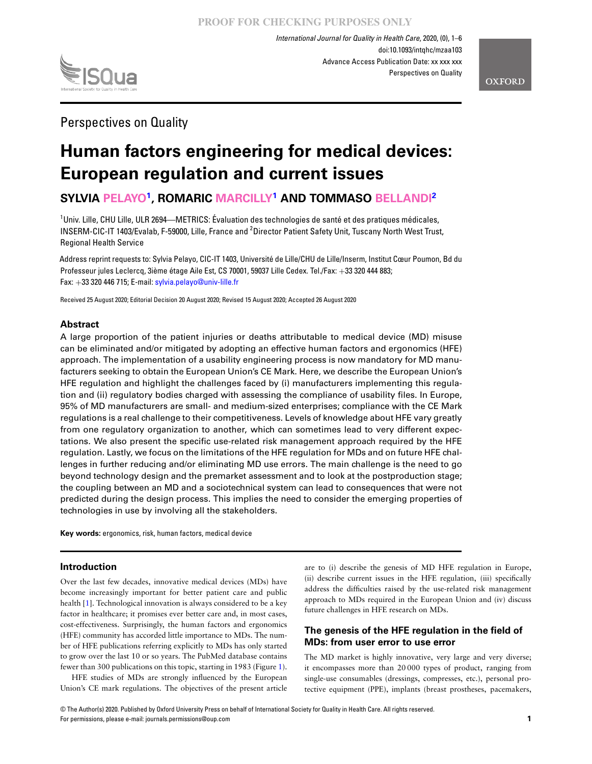Perspectives on Quality

# Human factors engineering for medical devices: European regulation and current issues

## SYLVIA PELAYO[1], ROMARIC MARCILLY[1] AND TOMMASO BELLANDI[2]

[1]Univ. Lille, CHU Lille, ULR 2694—METRICS: Évaluation des technologies de santé et des pratiques médicales, INSERM-CIC-IT 1403/Evalab, F-59000, Lille, France and [2]Director Patient Safety Unit, Tuscany North West Trust, Regional Health Service

Address reprint requests to: Sylvia Pelayo, CIC-IT 1403, Université de Lille/CHU de Lille/Inserm, Institut Cœur Poumon, Bd du Professeur jules Leclercq, 3ième étage Aile Est, CS 70001, 59037 Lille Cedex. Tel./Fax: +33 320 444 883; Fax: +33 320 446 715; E-mail: sylvia.pelayo@univ-lille.fr

Received 25 August 2020; Editorial Decision 20 August 2020; Revised 15 August 2020; Accepted 26 August 2020

## Abstract

A large proportion of the patient injuries or deaths attributable to medical device (MD) misuse can be eliminated and/or mitigated by adopting an effective human factors and ergonomics (HFE) approach. The implementation of a usability engineering process is now mandatory for MD manufacturers seeking to obtain the European Union's CE Mark. Here, we describe the European Union's HFE regulation and highlight the challenges faced by (i) manufacturers implementing this regulation and (ii) regulatory bodies charged with assessing the compliance of usability files. In Europe, 95% of MD manufacturers are small- and medium-sized enterprises; compliance with the CE Mark regulations is a real challenge to their competitiveness. Levels of knowledge about HFE vary greatly from one regulatory organization to another, which can sometimes lead to very different expectations. We also present the specific use-related risk management approach required by the HFE regulation. Lastly, we focus on the limitations of the HFE regulation for MDs and on future HFE challenges in further reducing and/or eliminating MD use errors. The main challenge is the need to go beyond technology design and the premarket assessment and to look at the postproduction stage; the coupling between an MD and a sociotechnical system can lead to consequences that were not predicted during the design process. This implies the need to consider the emerging properties of technologies in use by involving all the stakeholders.

**Key words:** ergonomics, risk, human factors, medical device

## Introduction

Over the last few decades, innovative medical devices (MDs) have become increasingly important for better patient care and public health [1]. Technological innovation is always considered to be a key factor in healthcare; it promises ever better care and, in most cases, cost-effectiveness. Surprisingly, the human factors and ergonomics (HFE) community has accorded little importance to MDs. The number of HFE publications referring explicitly to MDs has only started to grow over the last 10 or so years. The PubMed database contains fewer than 300 publications on this topic, starting in 1983 (Figure 1).

HFE studies of MDs are strongly influenced by the European Union's CE mark regulations. The objectives of the present article are to (i) describe the genesis of MD HFE regulation in Europe, (ii) describe current issues in the HFE regulation, (iii) specifically address the difficulties raised by the use-related risk management approach to MDs required in the European Union and (iv) discuss future challenges in HFE research on MDs.

## The genesis of the HFE regulation in the field of MDs: from user error to use error

The MD market is highly innovative, very large and very diverse; it encompasses more than 20 000 types of product, ranging from single-use consumables (dressings, compresses, etc.), personal protective equipment (PPE), implants (breast prostheses, pacemakers,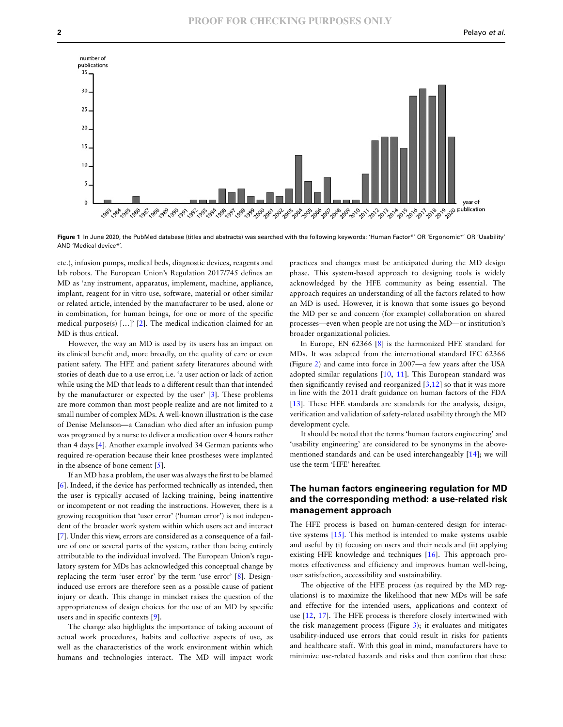**Figure 1** In June 2020, the PubMed database (titles and abstracts) was searched with the following keywords: 'Human Factor*' OR 'Ergonomic*' OR 'Usability' AND 'Medical device*'.

etc.), infusion pumps, medical beds, diagnostic devices, reagents and lab robots. The European Union's Regulation 2017/745 defines an MD as 'any instrument, apparatus, implement, machine, appliance, implant, reagent for in vitro use, software, material or other similar or related article, intended by the manufacturer to be used, alone or in combination, for human beings, for one or more of the specific medical purpose(s) [...]' [2]. The medical indication claimed for an MD is thus critical.

However, the way an MD is used by its users has an impact on its clinical benefit and, more broadly, on the quality of care or even patient safety. The HFE and patient safety literatures abound with stories of death due to a use error, i.e. 'a user action or lack of action while using the MD that leads to a different result than that intended by the manufacturer or expected by the user' [3]. These problems are more common than most people realize and are not limited to a small number of complex MDs. A well-known illustration is the case of Denise Melanson—a Canadian who died after an infusion pump was programed by a nurse to deliver a medication over 4 hours rather than 4 days [4]. Another example involved 34 German patients who required re-operation because their knee prostheses were implanted in the absence of bone cement [5].

If an MD has a problem, the user was always the first to be blamed [6]. Indeed, if the device has performed technically as intended, then the user is typically accused of lacking training, being inattentive or incompetent or not reading the instructions. However, there is a growing recognition that 'user error' ('human error') is not independent of the broader work system within which users act and interact [7]. Under this view, errors are considered as a consequence of a failure of one or several parts of the system, rather than being entirely attributable to the individual involved. The European Union's regulatory system for MDs has acknowledged this conceptual change by replacing the term 'user error' by the term 'use error' [8]. Design-induced use errors are therefore seen as a possible cause of patient injury or death. This change in mindset raises the question of the appropriateness of design choices for the use of an MD by specific users and in specific contexts [9].

The change also highlights the importance of taking account of actual work procedures, habits and collective aspects of use, as well as the characteristics of the work environment within which humans and technologies interact. The MD will impact work practices and changes must be anticipated during the MD design phase. This system-based approach to designing tools is widely acknowledged by the HFE community as being essential. The approach requires an understanding of all the factors related to how an MD is used. However, it is known that some issues go beyond the MD per se and concern (for example) collaboration on shared processes—even when people are not using the MD—or institution's broader organizational policies.

In Europe, EN 62366 [8] is the harmonized HFE standard for MDs. It was adapted from the international standard IEC 62366 (Figure 2) and came into force in 2007—a few years after the USA adopted similar regulations [10, 11]. This European standard was then significantly revised and reorganized [3,12] so that it was more in line with the 2011 draft guidance on human factors of the FDA [13]. These HFE standards are standards for the analysis, design, verification and validation of safety-related usability through the MD development cycle.

It should be noted that the terms 'human factors engineering' and 'usability engineering' are considered to be synonyms in the above-mentioned standards and can be used interchangeably [14]; we will use the term 'HFE' hereafter.

## The human factors engineering regulation for MD and the corresponding method: a use-related risk management approach

The HFE process is based on human-centered design for interactive systems [15]. This method is intended to make systems usable and useful by (i) focusing on users and their needs and (ii) applying existing HFE knowledge and techniques [16]. This approach promotes effectiveness and efficiency and improves human well-being, user satisfaction, accessibility and sustainability.

The objective of the HFE process (as required by the MD regulations) is to maximize the likelihood that new MDs will be safe and effective for the intended users, applications and context of use [12, 17]. The HFE process is therefore closely intertwined with the risk management process (Figure 3); it evaluates and mitigates usability-induced use errors that could result in risks for patients and healthcare staff. With this goal in mind, manufacturers have to minimize use-related hazards and risks and then confirm that these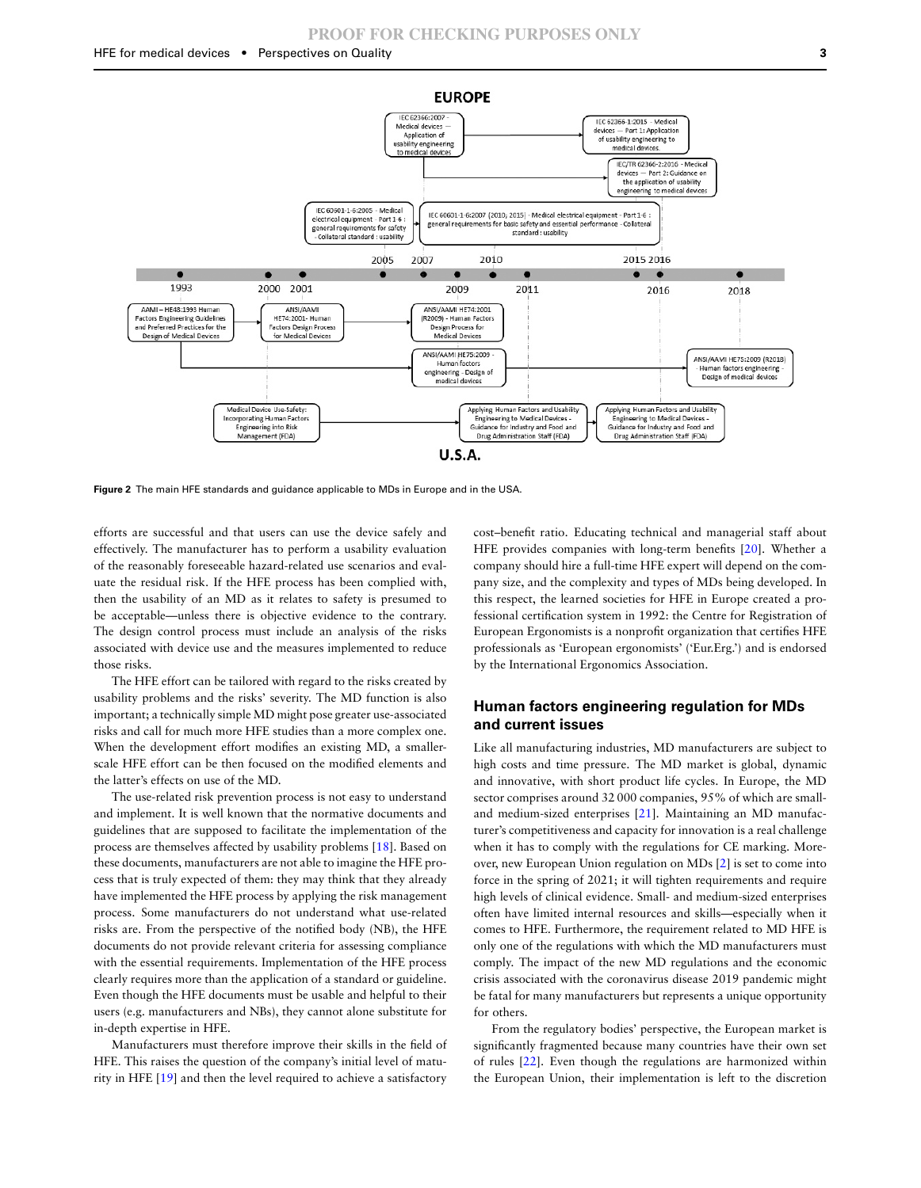Figure 2 The main HFE standards and guidance applicable to MDs in Europe and in the USA.

efforts are successful and that users can use the device safely and effectively. The manufacturer has to perform a usability evaluation of the reasonably foreseeable hazard-related use scenarios and evaluate the residual risk. If the HFE process has been complied with, then the usability of an MD as it relates to safety is presumed to be acceptable—unless there is objective evidence to the contrary. The design control process must include an analysis of the risks associated with device use and the measures implemented to reduce those risks.

The HFE effort can be tailored with regard to the risks created by usability problems and the risks' severity. The MD function is also important; a technically simple MD might pose greater use-associated risks and call for much more HFE studies than a more complex one. When the development effort modifies an existing MD, a smaller-scale HFE effort can be then focused on the modified elements and the latter's effects on use of the MD.

The use-related risk prevention process is not easy to understand and implement. It is well known that the normative documents and guidelines that are supposed to facilitate the implementation of the process are themselves affected by usability problems [18]. Based on these documents, manufacturers are not able to imagine the HFE process that is truly expected of them: they may think that they already have implemented the HFE process by applying the risk management process. Some manufacturers do not understand what use-related risks are. From the perspective of the notified body (NB), the HFE documents do not provide relevant criteria for assessing compliance with the essential requirements. Implementation of the HFE process clearly requires more than the application of a standard or guideline. Even though the HFE documents must be usable and helpful to their users (e.g. manufacturers and NBs), they cannot alone substitute for in-depth expertise in HFE.

Manufacturers must therefore improve their skills in the field of HFE. This raises the question of the company's initial level of maturity in HFE [19] and then the level required to achieve a satisfactory cost–benefit ratio. Educating technical and managerial staff about HFE provides companies with long-term benefits [20]. Whether a company should hire a full-time HFE expert will depend on the company size, and the complexity and types of MDs being developed. In this respect, the learned societies for HFE in Europe created a professional certification system in 1992: the Centre for Registration of European Ergonomists is a nonprofit organization that certifies HFE professionals as 'European ergonomists' ('Eur.Erg.') and is endorsed by the International Ergonomics Association.

## Human factors engineering regulation for MDs and current issues

Like all manufacturing industries, MD manufacturers are subject to high costs and time pressure. The MD market is global, dynamic and innovative, with short product life cycles. In Europe, the MD sector comprises around 32 000 companies, 95% of which are small- and medium-sized enterprises [21]. Maintaining an MD manufacturer's competitiveness and capacity for innovation is a real challenge when it has to comply with the regulations for CE marking. Moreover, new European Union regulation on MDs [2] is set to come into force in the spring of 2021; it will tighten requirements and require high levels of clinical evidence. Small- and medium-sized enterprises often have limited internal resources and skills—especially when it comes to HFE. Furthermore, the requirement related to MD HFE is only one of the regulations with which the MD manufacturers must comply. The impact of the new MD regulations and the economic crisis associated with the coronavirus disease 2019 pandemic might be fatal for many manufacturers but represents a unique opportunity for others.

From the regulatory bodies' perspective, the European market is significantly fragmented because many countries have their own set of rules [22]. Even though the regulations are harmonized within the European Union, their implementation is left to the discretion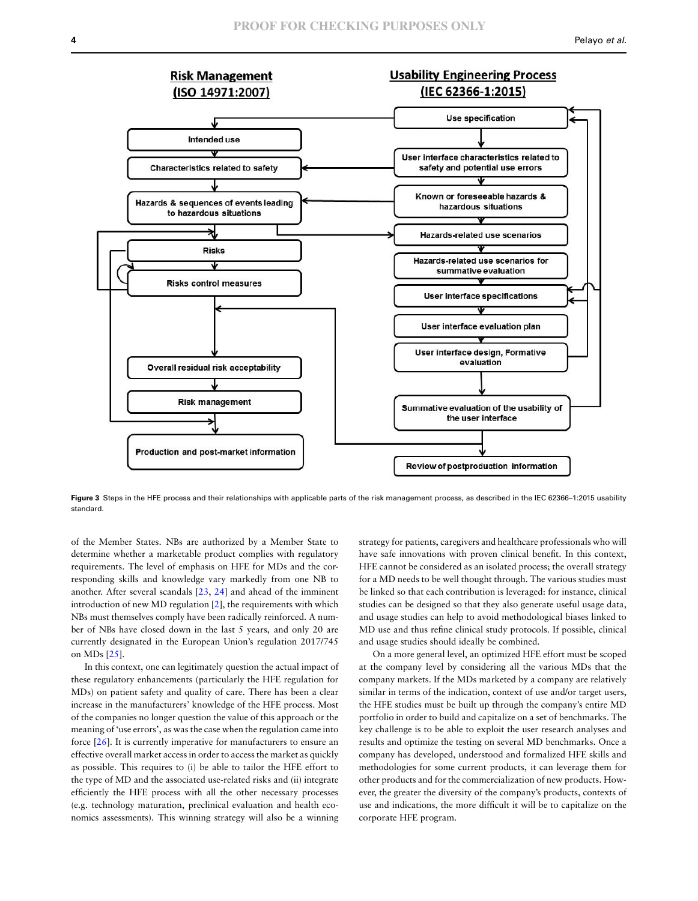**Figure 3** Steps in the HFE process and their relationships with applicable parts of the risk management process, as described in the IEC 62366–1:2015 usability standard.

of the Member States. NBs are authorized by a Member State to determine whether a marketable product complies with regulatory requirements. The level of emphasis on HFE for MDs and the corresponding skills and knowledge vary markedly from one NB to another. After several scandals [23, 24] and ahead of the imminent introduction of new MD regulation [2], the requirements with which NBs must themselves comply have been radically reinforced. A number of NBs have closed down in the last 5 years, and only 20 are currently designated in the European Union's regulation 2017/745 on MDs [25].

In this context, one can legitimately question the actual impact of these regulatory enhancements (particularly the HFE regulation for MDs) on patient safety and quality of care. There has been a clear increase in the manufacturers' knowledge of the HFE process. Most of the companies no longer question the value of this approach or the meaning of 'use errors', as was the case when the regulation came into force [26]. It is currently imperative for manufacturers to ensure an effective overall market access in order to access the market as quickly as possible. This requires to (i) be able to tailor the HFE effort to the type of MD and the associated use-related risks and (ii) integrate efficiently the HFE process with all the other necessary processes (e.g. technology maturation, preclinical evaluation and health economics assessments). This winning strategy will also be a winning strategy for patients, caregivers and healthcare professionals who will have safe innovations with proven clinical benefit. In this context, HFE cannot be considered as an isolated process; the overall strategy for a MD needs to be well thought through. The various studies must be linked so that each contribution is leveraged: for instance, clinical studies can be designed so that they also generate useful usage data, and usage studies can help to avoid methodological biases linked to MD use and thus refine clinical study protocols. If possible, clinical and usage studies should ideally be combined.

On a more general level, an optimized HFE effort must be scoped at the company level by considering all the various MDs that the company markets. If the MDs marketed by a company are relatively similar in terms of the indication, context of use and/or target users, the HFE studies must be built up through the company's entire MD portfolio in order to build and capitalize on a set of benchmarks. The key challenge is to be able to exploit the user research analyses and results and optimize the testing on several MD benchmarks. Once a company has developed, understood and formalized HFE skills and methodologies for some current products, it can leverage them for other products and for the commercialization of new products. However, the greater the diversity of the company's products, contexts of use and indications, the more difficult it will be to capitalize on the corporate HFE program.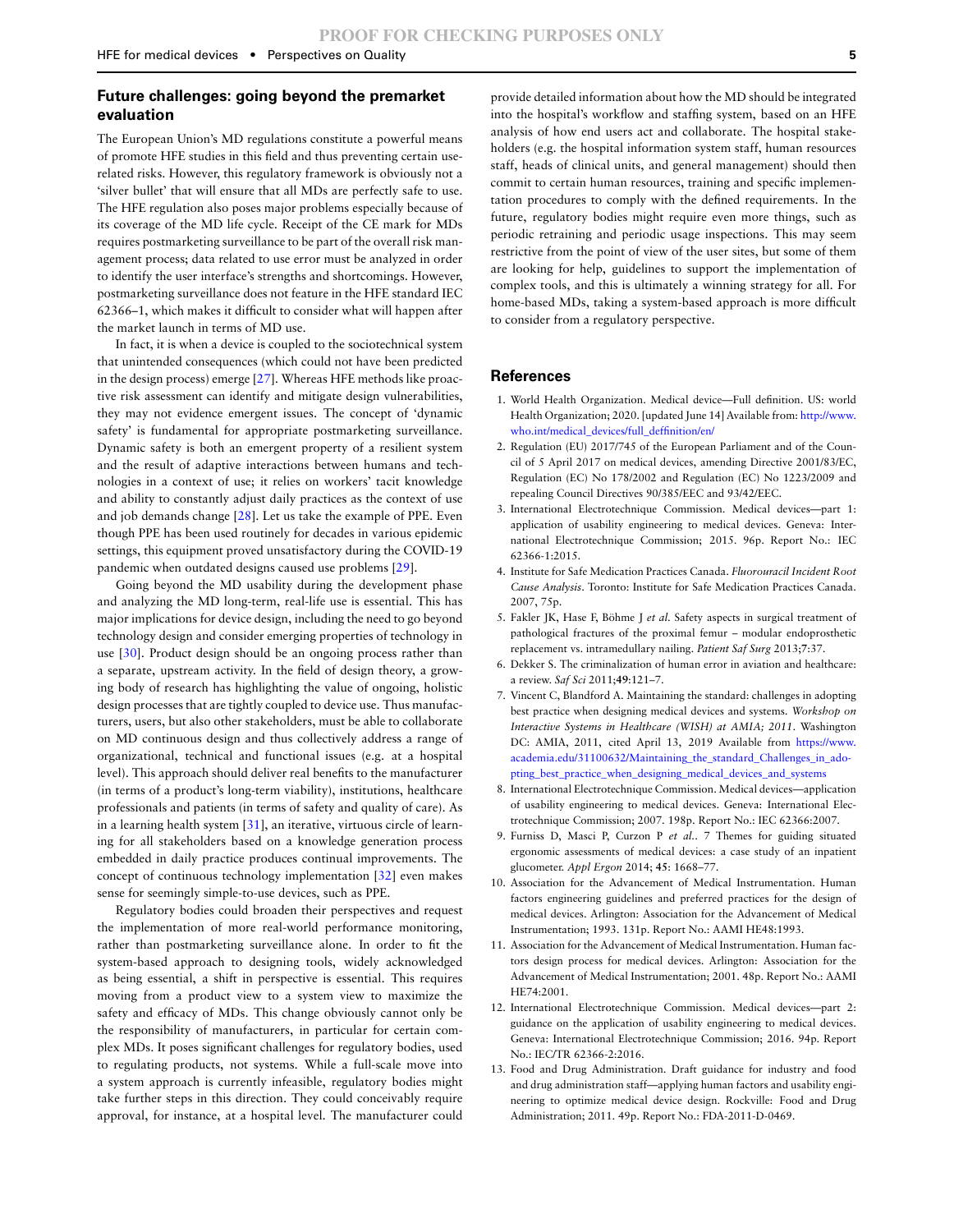## Future challenges: going beyond the premarket evaluation

The European Union's MD regulations constitute a powerful means of promote HFE studies in this field and thus preventing certain use-related risks. However, this regulatory framework is obviously not a 'silver bullet' that will ensure that all MDs are perfectly safe to use. The HFE regulation also poses major problems especially because of its coverage of the MD life cycle. Receipt of the CE mark for MDs requires postmarketing surveillance to be part of the overall risk management process; data related to use error must be analyzed in order to identify the user interface's strengths and shortcomings. However, postmarketing surveillance does not feature in the HFE standard IEC 62366–1, which makes it difficult to consider what will happen after the market launch in terms of MD use.

In fact, it is when a device is coupled to the sociotechnical system that unintended consequences (which could not have been predicted in the design process) emerge [27]. Whereas HFE methods like proactive risk assessment can identify and mitigate design vulnerabilities, they may not evidence emergent issues. The concept of 'dynamic safety' is fundamental for appropriate postmarketing surveillance. Dynamic safety is both an emergent property of a resilient system and the result of adaptive interactions between humans and technologies in a context of use; it relies on workers' tacit knowledge and ability to constantly adjust daily practices as the context of use and job demands change [28]. Let us take the example of PPE. Even though PPE has been used routinely for decades in various epidemic settings, this equipment proved unsatisfactory during the COVID-19 pandemic when outdated designs caused use problems [29].

Going beyond the MD usability during the development phase and analyzing the MD long-term, real-life use is essential. This has major implications for device design, including the need to go beyond technology design and consider emerging properties of technology in use [30]. Product design should be an ongoing process rather than a separate, upstream activity. In the field of design theory, a growing body of research has highlighting the value of ongoing, holistic design processes that are tightly coupled to device use. Thus manufacturers, users, but also other stakeholders, must be able to collaborate on MD continuous design and thus collectively address a range of organizational, technical and functional issues (e.g. at a hospital level). This approach should deliver real benefits to the manufacturer (in terms of a product's long-term viability), institutions, healthcare professionals and patients (in terms of safety and quality of care). As in a learning health system [31], an iterative, virtuous circle of learning for all stakeholders based on a knowledge generation process embedded in daily practice produces continual improvements. The concept of continuous technology implementation [32] even makes sense for seemingly simple-to-use devices, such as PPE.

Regulatory bodies could broaden their perspectives and request the implementation of more real-world performance monitoring, rather than postmarketing surveillance alone. In order to fit the system-based approach to designing tools, widely acknowledged as being essential, a shift in perspective is essential. This requires moving from a product view to a system view to maximize the safety and efficacy of MDs. This change obviously cannot only be the responsibility of manufacturers, in particular for certain complex MDs. It poses significant challenges for regulatory bodies, used to regulating products, not systems. While a full-scale move into a system approach is currently infeasible, regulatory bodies might take further steps in this direction. They could conceivably require approval, for instance, at a hospital level. The manufacturer could provide detailed information about how the MD should be integrated into the hospital's workflow and staffing system, based on an HFE analysis of how end users act and collaborate. The hospital stakeholders (e.g. the hospital information system staff, human resources staff, heads of clinical units, and general management) should then commit to certain human resources, training and specific implementation procedures to comply with the defined requirements. In the future, regulatory bodies might require even more things, such as periodic retraining and periodic usage inspections. This may seem restrictive from the point of view of the user sites, but some of them are looking for help, guidelines to support the implementation of complex tools, and this is ultimately a winning strategy for all. For home-based MDs, taking a system-based approach is more difficult to consider from a regulatory perspective.

## References

1. World Health Organization. Medical device—Full definition. US: world Health Organization; 2020. [updated June 14] Available from: http://www.who.int/medical_devices/full_deffinition/en/
2. Regulation (EU) 2017/745 of the European Parliament and of the Council of 5 April 2017 on medical devices, amending Directive 2001/83/EC, Regulation (EC) No 178/2002 and Regulation (EC) No 1223/2009 and repealing Council Directives 90/385/EEC and 93/42/EEC.
3. International Electrotechnique Commission. Medical devices—part 1: application of usability engineering to medical devices. Geneva: International Electrotechnique Commission; 2015. 96p. Report No.: IEC 62366-1:2015.
4. Institute for Safe Medication Practices Canada. *Fluorouracil Incident Root Cause Analysis*. Toronto: Institute for Safe Medication Practices Canada. 2007, 75p.
5. Fakler JK, Hase F, Böhme J *et al.* Safety aspects in surgical treatment of pathological fractures of the proximal femur – modular endoprosthetic replacement vs. intramedullary nailing. *Patient Saf Surg* 2013;7:37.
6. Dekker S. The criminalization of human error in aviation and healthcare: a review. *Saf Sci* 2011;**49**:121–7.
7. Vincent C, Blandford A. Maintaining the standard: challenges in adopting best practice when designing medical devices and systems. *Workshop on Interactive Systems in Healthcare (WISH) at AMIA; 2011*. Washington DC: AMIA, 2011, cited April 13, 2019 Available from https://www.academia.edu/31100632/Maintaining_the_standard_Challenges_in_adopting_best_practice_when_designing_medical_devices_and_systems
8. International Electrotechnique Commission. Medical devices—application of usability engineering to medical devices. Geneva: International Electrotechnique Commission; 2007. 198p. Report No.: IEC 62366:2007.
9. Furniss D, Masci P, Curzon P *et al.*. 7 Themes for guiding situated ergonomic assessments of medical devices: a case study of an inpatient glucometer. *Appl Ergon* 2014; **45**: 1668–77.
10. Association for the Advancement of Medical Instrumentation. Human factors engineering guidelines and preferred practices for the design of medical devices. Arlington: Association for the Advancement of Medical Instrumentation; 1993. 131p. Report No.: AAMI HE48:1993.
11. Association for the Advancement of Medical Instrumentation. Human factors design process for medical devices. Arlington: Association for the Advancement of Medical Instrumentation; 2001. 48p. Report No.: AAMI HE74:2001.
12. International Electrotechnique Commission. Medical devices—part 2: guidance on the application of usability engineering to medical devices. Geneva: International Electrotechnique Commission; 2016. 94p. Report No.: IEC/TR 62366-2:2016.
13. Food and Drug Administration. Draft guidance for industry and food and drug administration staff—applying human factors and usability engineering to optimize medical device design. Rockville: Food and Drug Administration; 2011. 49p. Report No.: FDA-2011-D-0469.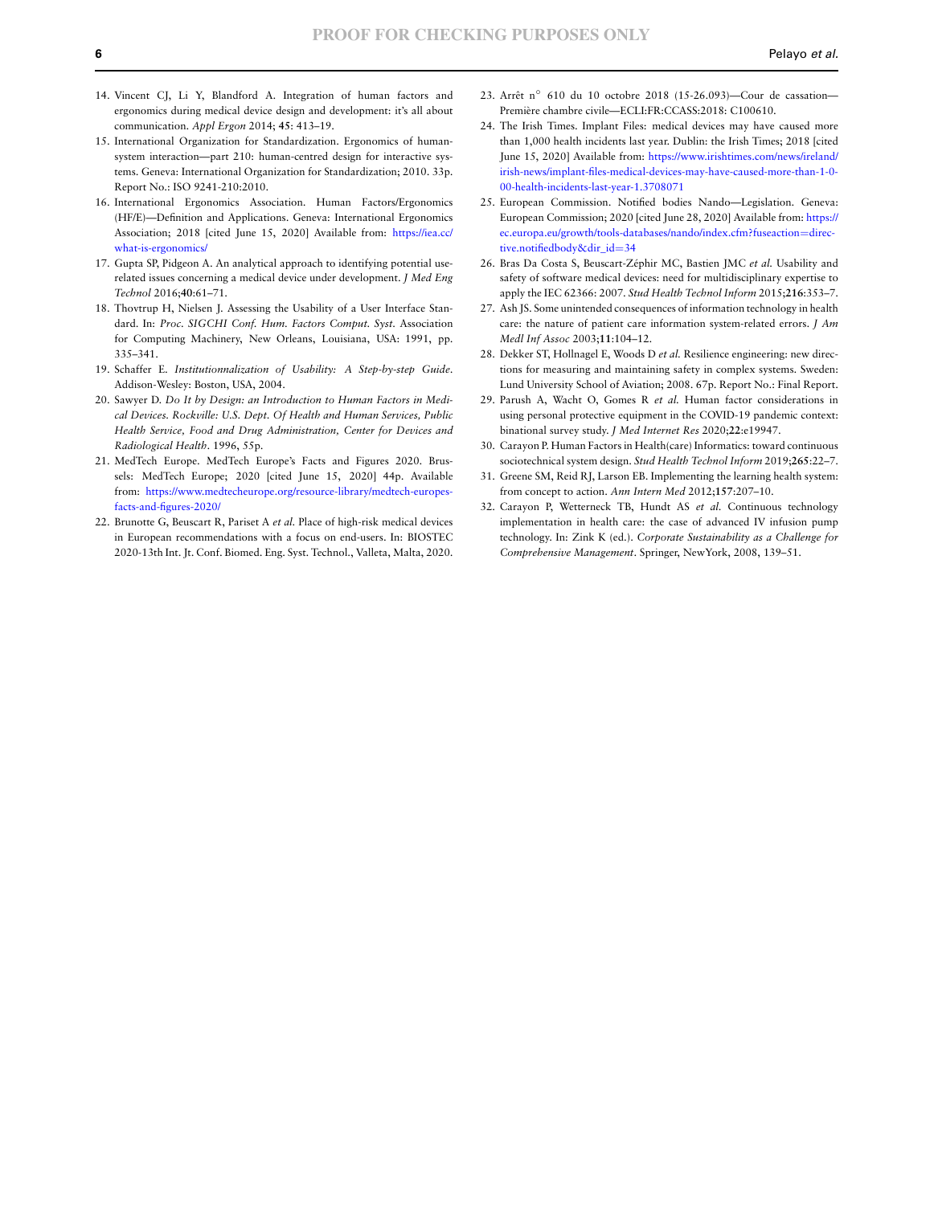14. Vincent CJ, Li Y, Blandford A. Integration of human factors and ergonomics during medical device design and development: it's all about communication. *Appl Ergon* 2014; **45**: 413–19.
15. International Organization for Standardization. Ergonomics of human-system interaction—part 210: human-centred design for interactive systems. Geneva: International Organization for Standardization; 2010. 33p. Report No.: ISO 9241-210:2010.
16. International Ergonomics Association. Human Factors/Ergonomics (HF/E)—Definition and Applications. Geneva: International Ergonomics Association; 2018 [cited June 15, 2020] Available from: https://iea.cc/what-is-ergonomics/
17. Gupta SP, Pidgeon A. An analytical approach to identifying potential use-related issues concerning a medical device under development. *J Med Eng Technol* 2016;**40**:61–71.
18. Thovtrup H, Nielsen J. Assessing the Usability of a User Interface Standard. In: *Proc. SIGCHI Conf. Hum. Factors Comput. Syst.* Association for Computing Machinery, New Orleans, Louisiana, USA: 1991, pp. 335–341.
19. Schaffer E. *Institutionnalization of Usability: A Step-by-step Guide*. Addison-Wesley: Boston, USA, 2004.
20. Sawyer D. *Do It by Design: an Introduction to Human Factors in Medical Devices. Rockville: U.S. Dept. Of Health and Human Services, Public Health Service, Food and Drug Administration, Center for Devices and Radiological Health*. 1996, 55p.
21. MedTech Europe. MedTech Europe's Facts and Figures 2020. Brussels: MedTech Europe; 2020 [cited June 15, 2020] 44p. Available from: https://www.medtecheurope.org/resource-library/medtech-europes-facts-and-figures-2020/
22. Brunotte G, Beuscart R, Pariset A *et al.* Place of high-risk medical devices in European recommendations with a focus on end-users. In: BIOSTEC 2020-13th Int. Jt. Conf. Biomed. Eng. Syst. Technol., Valleta, Malta, 2020.
23. Arrêt n° 610 du 10 octobre 2018 (15-26.093)—Cour de cassation—Première chambre civile—ECLI:FR:CCASS:2018: C100610.
24. The Irish Times. Implant Files: medical devices may have caused more than 1,000 health incidents last year. Dublin: the Irish Times; 2018 [cited June 15, 2020] Available from: https://www.irishtimes.com/news/ireland/irish-news/implant-files-medical-devices-may-have-caused-more-than-1-0-00-health-incidents-last-year-1.3708071
25. European Commission. Notified bodies Nando—Legislation. Geneva: European Commission; 2020 [cited June 28, 2020] Available from: https://ec.europa.eu/growth/tools-databases/nando/index.cfm?fuseaction=directive.notifiedbody&dir_id=34
26. Bras Da Costa S, Beuscart-Zéphir MC, Bastien JMC *et al.* Usability and safety of software medical devices: need for multidisciplinary expertise to apply the IEC 62366: 2007. *Stud Health Technol Inform* 2015;**216**:353–7.
27. Ash JS. Some unintended consequences of information technology in health care: the nature of patient care information system-related errors. *J Am Medl Inf Assoc* 2003;**11**:104–12.
28. Dekker ST, Hollnagel E, Woods D *et al.* Resilience engineering: new directions for measuring and maintaining safety in complex systems. Sweden: Lund University School of Aviation; 2008. 67p. Report No.: Final Report.
29. Parush A, Wacht O, Gomes R *et al.* Human factor considerations in using personal protective equipment in the COVID-19 pandemic context: binational survey study. *J Med Internet Res* 2020;**22**:e19947.
30. Carayon P. Human Factors in Health(care) Informatics: toward continuous sociotechnical system design. *Stud Health Technol Inform* 2019;**265**:22–7.
31. Greene SM, Reid RJ, Larson EB. Implementing the learning health system: from concept to action. *Ann Intern Med* 2012;**157**:207–10.
32. Carayon P, Wetterneck TB, Hundt AS *et al.* Continuous technology implementation in health care: the case of advanced IV infusion pump technology. In: Zink K (ed.). *Corporate Sustainability as a Challenge for Comprehensive Management*. Springer, NewYork, 2008, 139–51.